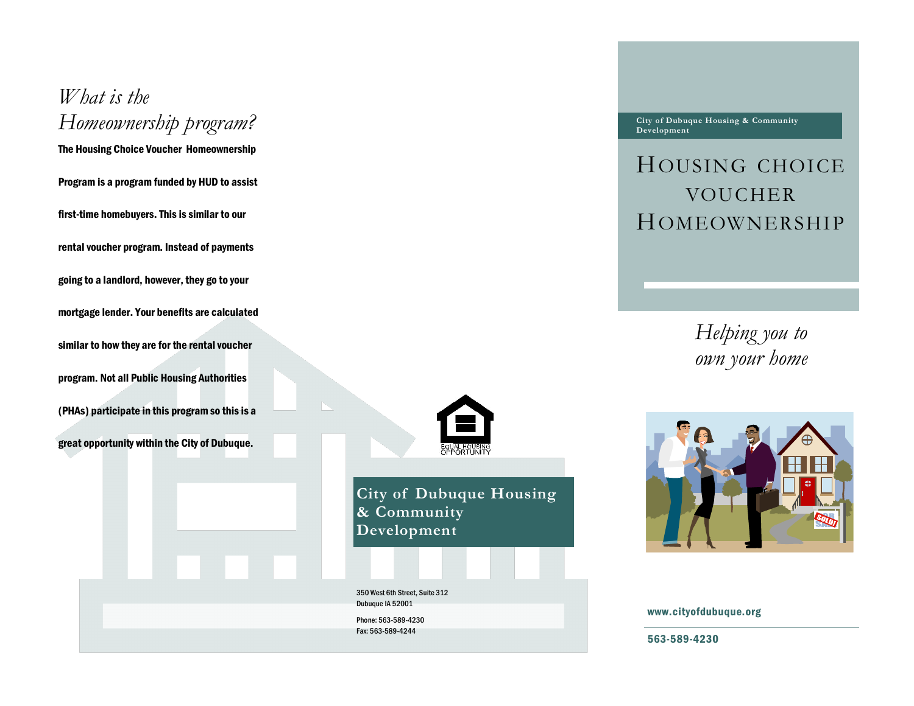## *What is the Homeownership program?*

**The Housing Choice Voucher Homeownership Program is a program funded by HUD to assist first-time homebuyers. This is similar to our rental voucher program. Instead of payments going to a landlord, however, they go to your mortgage lender. Your benefits are calculated similar to how they are for the rental voucher program. Not all Public Housing Authorities (PHAs) participate in this program so this is a great opportunity within the City of Dubuque.**

EQUAL HOUSING OPPORTUNITY

**City of Dubuque Housing & Community Development**

350 West 6th Street, Suite 312
Dubuque IA 52001

Phone: 563-589-4230
Fax: 563-589-4244

City of Dubuque Housing & Community Development

# HOUSING CHOICE VOUCHER HOMEOWNERSHIP

*Helping you to own your home*

**www.cityofdubuque.org**

**563-589-4230**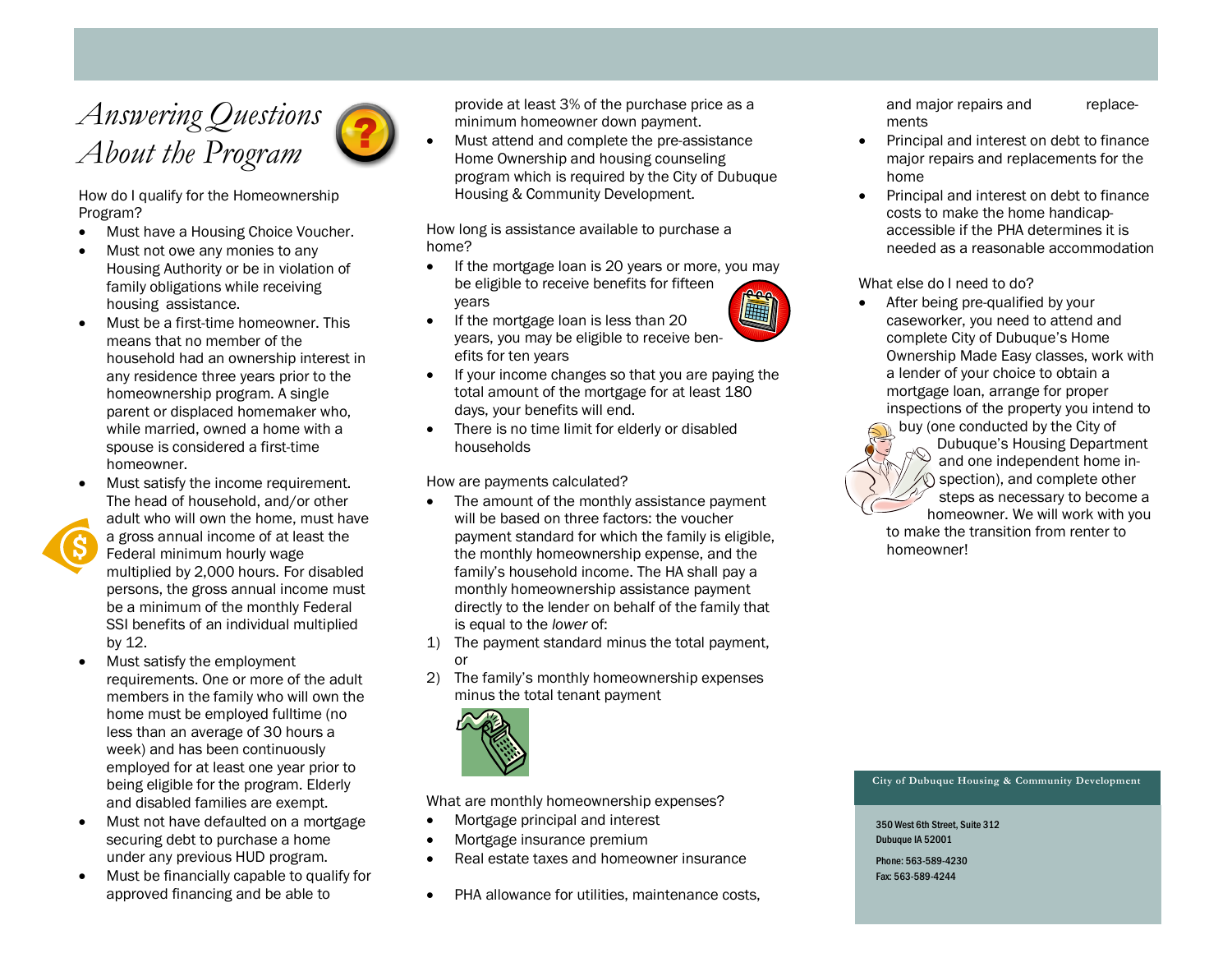# *Answering Questions About the Program*

How do I qualify for the Homeownership Program?

- Must have a Housing Choice Voucher.
- Must not owe any monies to any Housing Authority or be in violation of family obligations while receiving housing assistance.
- Must be a first-time homeowner. This means that no member of the household had an ownership interest in any residence three years prior to the homeownership program. A single parent or displaced homemaker who, while married, owned a home with a spouse is considered a first-time homeowner.
- Must satisfy the income requirement. The head of household, and/or other adult who will own the home, must have a gross annual income of at least the Federal minimum hourly wage multiplied by 2,000 hours. For disabled persons, the gross annual income must be a minimum of the monthly Federal SSI benefits of an individual multiplied by 12.
- Must satisfy the employment requirements. One or more of the adult members in the family who will own the home must be employed fulltime (no less than an average of 30 hours a week) and has been continuously employed for at least one year prior to being eligible for the program. Elderly and disabled families are exempt.
- Must not have defaulted on a mortgage securing debt to purchase a home under any previous HUD program.
- Must be financially capable to qualify for approved financing and be able to provide at least 3% of the purchase price as a minimum homeowner down payment.
- Must attend and complete the pre-assistance Home Ownership and housing counseling program which is required by the City of Dubuque Housing & Community Development.

How long is assistance available to purchase a home?

- If the mortgage loan is 20 years or more, you may be eligible to receive benefits for fifteen years
- If the mortgage loan is less than 20 years, you may be eligible to receive benefits for ten years
- If your income changes so that you are paying the total amount of the mortgage for at least 180 days, your benefits will end.
- There is no time limit for elderly or disabled households

How are payments calculated?

- The amount of the monthly assistance payment will be based on three factors: the voucher payment standard for which the family is eligible, the monthly homeownership expense, and the family's household income. The HA shall pay a monthly homeownership assistance payment directly to the lender on behalf of the family that is equal to the *lower* of:

1) The payment standard minus the total payment, or
2) The family's monthly homeownership expenses minus the total tenant payment

What are monthly homeownership expenses?

- Mortgage principal and interest
- Mortgage insurance premium
- Real estate taxes and homeowner insurance
- PHA allowance for utilities, maintenance costs, and major repairs and replacements
- Principal and interest on debt to finance major repairs and replacements for the home
- Principal and interest on debt to finance costs to make the home handicap-accessible if the PHA determines it is needed as a reasonable accommodation

What else do I need to do?

- After being pre-qualified by your caseworker, you need to attend and complete City of Dubuque's Home Ownership Made Easy classes, work with a lender of your choice to obtain a mortgage loan, arrange for proper inspections of the property you intend to buy (one conducted by the City of Dubuque's Housing Department and one independent home inspection), and complete other steps as necessary to become a homeowner. We will work with you to make the transition from renter to homeowner!

**City of Dubuque Housing & Community Development**

350 West 6th Street, Suite 312
Dubuque IA 52001

Phone: 563-589-4230
Fax: 563-589-4244